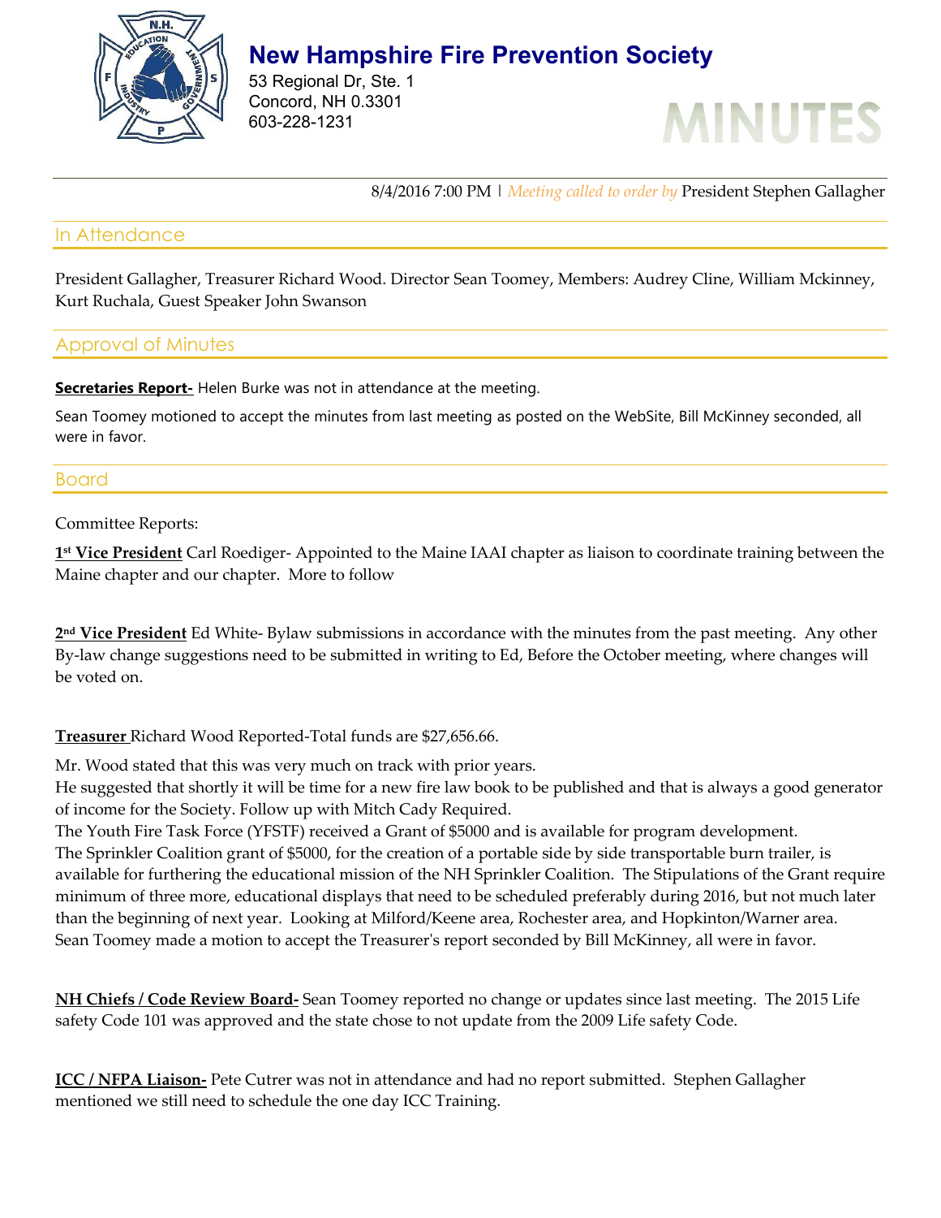// Convert this page to Markdown

# New Hampshire Fire Prevention Society

53 Regional Dr, Ste. 1
Concord, NH 0.3301
603-228-1231

# MINUTES

8/4/2016 7:00 PM | *Meeting called to order by* President Stephen Gallagher

## In Attendance

President Gallagher, Treasurer Richard Wood. Director Sean Toomey, Members: Audrey Cline, William Mckinney, Kurt Ruchala, Guest Speaker John Swanson

## Approval of Minutes

**Secretaries Report-** Helen Burke was not in attendance at the meeting.

Sean Toomey motioned to accept the minutes from last meeting as posted on the WebSite, Bill McKinney seconded, all were in favor.

## Board

Committee Reports:

**1st Vice President** Carl Roediger- Appointed to the Maine IAAI chapter as liaison to coordinate training between the Maine chapter and our chapter. More to follow

**2nd Vice President** Ed White- Bylaw submissions in accordance with the minutes from the past meeting. Any other By-law change suggestions need to be submitted in writing to Ed, Before the October meeting, where changes will be voted on.

**Treasurer** Richard Wood Reported-Total funds are $27,656.66.

Mr. Wood stated that this was very much on track with prior years.
He suggested that shortly it will be time for a new fire law book to be published and that is always a good generator of income for the Society. Follow up with Mitch Cady Required.
The Youth Fire Task Force (YFSTF) received a Grant of $5000 and is available for program development.
The Sprinkler Coalition grant of $5000, for the creation of a portable side by side transportable burn trailer, is available for furthering the educational mission of the NH Sprinkler Coalition. The Stipulations of the Grant require minimum of three more, educational displays that need to be scheduled preferably during 2016, but not much later than the beginning of next year. Looking at Milford/Keene area, Rochester area, and Hopkinton/Warner area.
Sean Toomey made a motion to accept the Treasurer's report seconded by Bill McKinney, all were in favor.

**NH Chiefs / Code Review Board-** Sean Toomey reported no change or updates since last meeting. The 2015 Life safety Code 101 was approved and the state chose to not update from the 2009 Life safety Code.

**ICC / NFPA Liaison-** Pete Cutrer was not in attendance and had no report submitted. Stephen Gallagher mentioned we still need to schedule the one day ICC Training.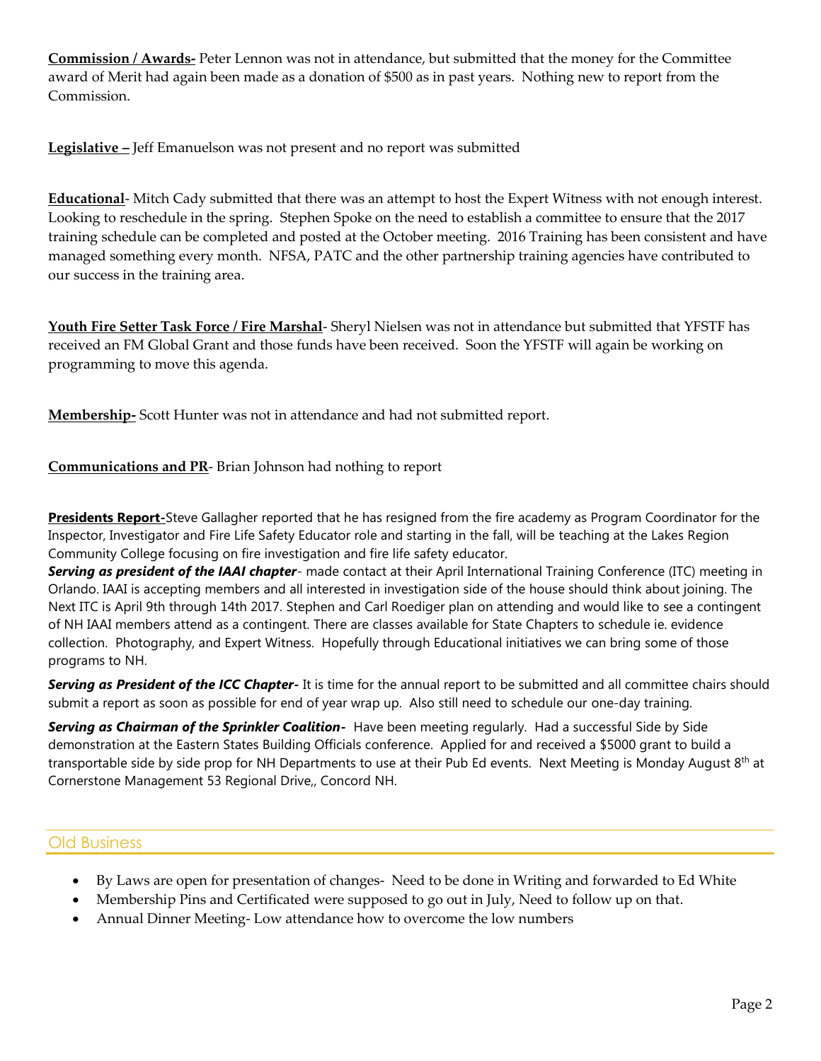**Commission / Awards-** Peter Lennon was not in attendance, but submitted that the money for the Committee award of Merit had again been made as a donation of $500 as in past years. Nothing new to report from the Commission.

**Legislative –** Jeff Emanuelson was not present and no report was submitted

**Educational**- Mitch Cady submitted that there was an attempt to host the Expert Witness with not enough interest. Looking to reschedule in the spring. Stephen Spoke on the need to establish a committee to ensure that the 2017 training schedule can be completed and posted at the October meeting. 2016 Training has been consistent and have managed something every month. NFSA, PATC and the other partnership training agencies have contributed to our success in the training area.

**Youth Fire Setter Task Force / Fire Marshal**- Sheryl Nielsen was not in attendance but submitted that YFSTF has received an FM Global Grant and those funds have been received. Soon the YFSTF will again be working on programming to move this agenda.

**Membership-** Scott Hunter was not in attendance and had not submitted report.

**Communications and PR**- Brian Johnson had nothing to report

**Presidents Report-**Steve Gallagher reported that he has resigned from the fire academy as Program Coordinator for the Inspector, Investigator and Fire Life Safety Educator role and starting in the fall, will be teaching at the Lakes Region Community College focusing on fire investigation and fire life safety educator.

***Serving as president of the IAAI chapter***- made contact at their April International Training Conference (ITC) meeting in Orlando. IAAI is accepting members and all interested in investigation side of the house should think about joining. The Next ITC is April 9th through 14th 2017. Stephen and Carl Roediger plan on attending and would like to see a contingent of NH IAAI members attend as a contingent. There are classes available for State Chapters to schedule ie. evidence collection. Photography, and Expert Witness. Hopefully through Educational initiatives we can bring some of those programs to NH.

***Serving as President of the ICC Chapter-*** It is time for the annual report to be submitted and all committee chairs should submit a report as soon as possible for end of year wrap up. Also still need to schedule our one-day training.

***Serving as Chairman of the Sprinkler Coalition-*** Have been meeting regularly. Had a successful Side by Side demonstration at the Eastern States Building Officials conference. Applied for and received a $5000 grant to build a transportable side by side prop for NH Departments to use at their Pub Ed events. Next Meeting is Monday August 8th at Cornerstone Management 53 Regional Drive,, Concord NH.

## Old Business

- By Laws are open for presentation of changes- Need to be done in Writing and forwarded to Ed White
- Membership Pins and Certificated were supposed to go out in July, Need to follow up on that.
- Annual Dinner Meeting- Low attendance how to overcome the low numbers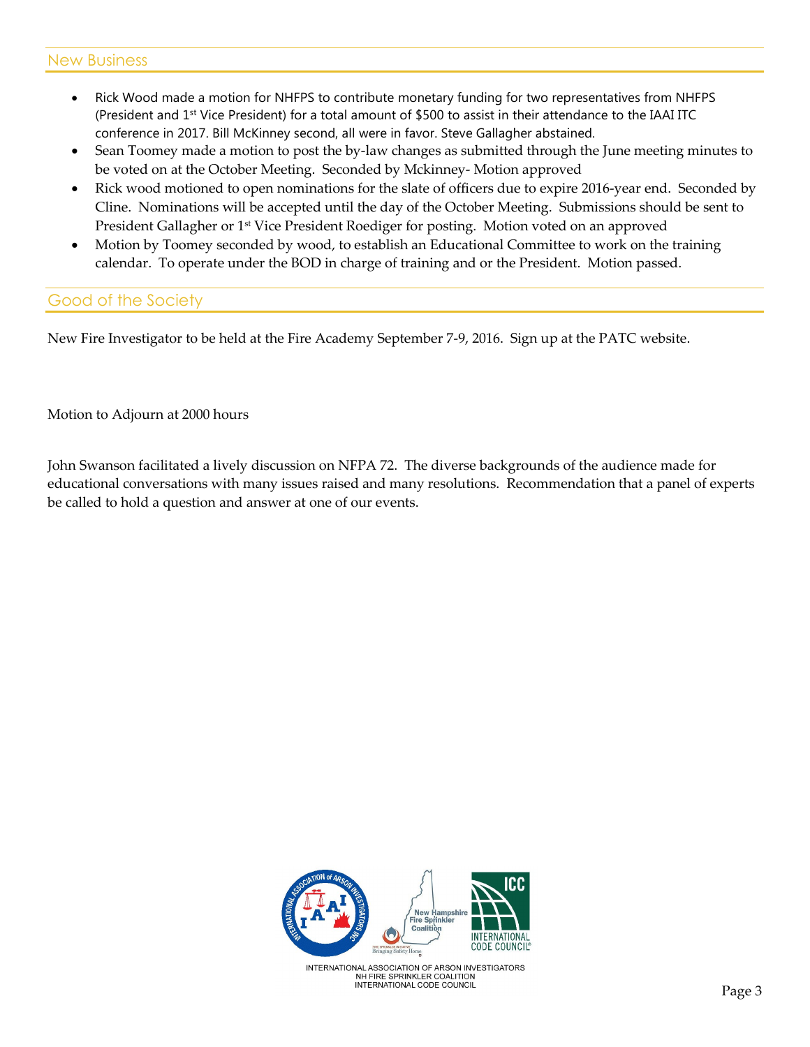## New Business

- Rick Wood made a motion for NHFPS to contribute monetary funding for two representatives from NHFPS (President and 1st Vice President) for a total amount of $500 to assist in their attendance to the IAAI ITC conference in 2017. Bill McKinney second, all were in favor. Steve Gallagher abstained.
- Sean Toomey made a motion to post the by-law changes as submitted through the June meeting minutes to be voted on at the October Meeting. Seconded by Mckinney- Motion approved
- Rick wood motioned to open nominations for the slate of officers due to expire 2016-year end. Seconded by Cline. Nominations will be accepted until the day of the October Meeting. Submissions should be sent to President Gallagher or 1st Vice President Roediger for posting. Motion voted on an approved
- Motion by Toomey seconded by wood, to establish an Educational Committee to work on the training calendar. To operate under the BOD in charge of training and or the President. Motion passed.

## Good of the Society

New Fire Investigator to be held at the Fire Academy September 7-9, 2016. Sign up at the PATC website.

Motion to Adjourn at 2000 hours

John Swanson facilitated a lively discussion on NFPA 72. The diverse backgrounds of the audience made for educational conversations with many issues raised and many resolutions. Recommendation that a panel of experts be called to hold a question and answer at one of our events.

INTERNATIONAL ASSOCIATION OF ARSON INVESTIGATORS
NH FIRE SPRINKLER COALITION
INTERNATIONAL CODE COUNCIL